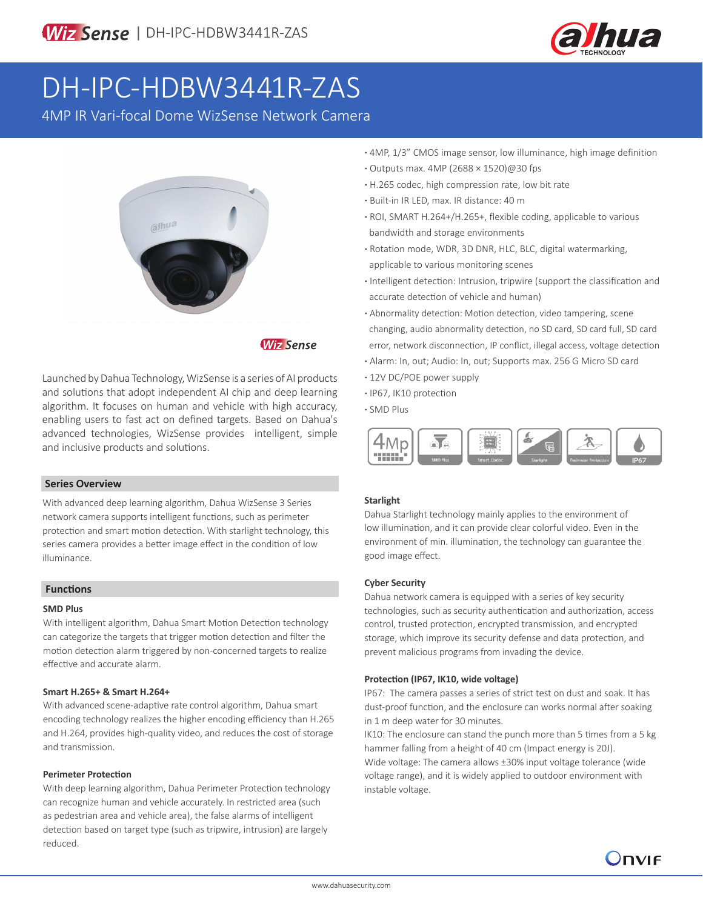# DH-IPC-HDBW3441R-ZAS

4MP IR Vari-focal Dome WizSense Network Camera

Launched by Dahua Technology, WizSense is a series of AI products and solutions that adopt independent AI chip and deep learning algorithm. It focuses on human and vehicle with high accuracy, enabling users to fast act on defined targets. Based on Dahua's advanced technologies, WizSense provides intelligent, simple and inclusive products and solutions.

- 4MP, 1/3" CMOS image sensor, low illuminance, high image definition
- Outputs max. 4MP (2688 × 1520)@30 fps
- H.265 codec, high compression rate, low bit rate
- Built-in IR LED, max. IR distance: 40 m
- ROI, SMART H.264+/H.265+, flexible coding, applicable to various bandwidth and storage environments
- Rotation mode, WDR, 3D DNR, HLC, BLC, digital watermarking, applicable to various monitoring scenes
- Intelligent detection: Intrusion, tripwire (support the classification and accurate detection of vehicle and human)
- Abnormality detection: Motion detection, video tampering, scene changing, audio abnormality detection, no SD card, SD card full, SD card error, network disconnection, IP conflict, illegal access, voltage detection
- Alarm: In, out; Audio: In, out; Supports max. 256 G Micro SD card
- 12V DC/POE power supply
- IP67, IK10 protection
- SMD Plus

## Series Overview

With advanced deep learning algorithm, Dahua WizSense 3 Series network camera supports intelligent functions, such as perimeter protection and smart motion detection. With starlight technology, this series camera provides a better image effect in the condition of low illuminance.

## Functions

### SMD Plus

With intelligent algorithm, Dahua Smart Motion Detection technology can categorize the targets that trigger motion detection and filter the motion detection alarm triggered by non-concerned targets to realize effective and accurate alarm.

### Smart H.265+ & Smart H.264+

With advanced scene-adaptive rate control algorithm, Dahua smart encoding technology realizes the higher encoding efficiency than H.265 and H.264, provides high-quality video, and reduces the cost of storage and transmission.

### Perimeter Protection

With deep learning algorithm, Dahua Perimeter Protection technology can recognize human and vehicle accurately. In restricted area (such as pedestrian area and vehicle area), the false alarms of intelligent detection based on target type (such as tripwire, intrusion) are largely reduced.

### Starlight

Dahua Starlight technology mainly applies to the environment of low illumination, and it can provide clear colorful video. Even in the environment of min. illumination, the technology can guarantee the good image effect.

### Cyber Security

Dahua network camera is equipped with a series of key security technologies, such as security authentication and authorization, access control, trusted protection, encrypted transmission, and encrypted storage, which improve its security defense and data protection, and prevent malicious programs from invading the device.

### Protection (IP67, IK10, wide voltage)

IP67: The camera passes a series of strict test on dust and soak. It has dust-proof function, and the enclosure can works normal after soaking in 1 m deep water for 30 minutes.

IK10: The enclosure can stand the punch more than 5 times from a 5 kg hammer falling from a height of 40 cm (Impact energy is 20J).

Wide voltage: The camera allows ±30% input voltage tolerance (wide voltage range), and it is widely applied to outdoor environment with instable voltage.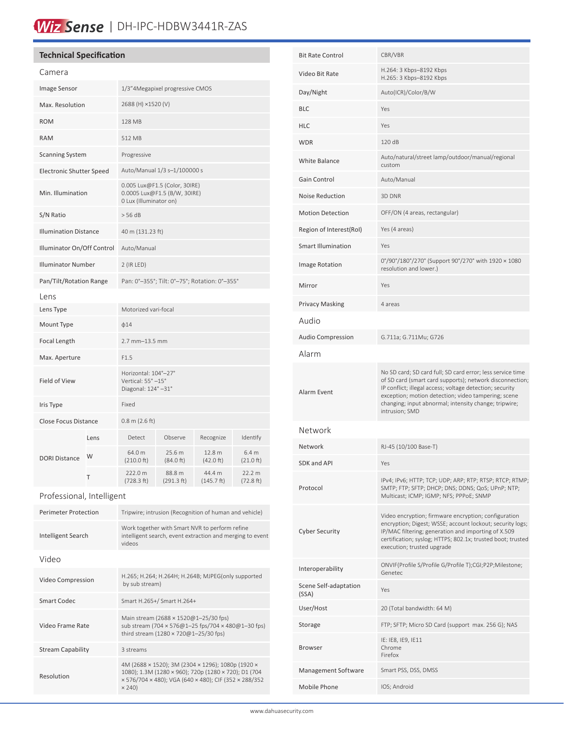# WizSense | DH-IPC-HDBW3441R-ZAS

## Technical Specification

### Camera

| | |
|---|---|
| Image Sensor | 1/3"4Megapixel progressive CMOS |
| Max. Resolution | 2688 (H) ×1520 (V) |
| ROM | 128 MB |
| RAM | 512 MB |
| Scanning System | Progressive |
| Electronic Shutter Speed | Auto/Manual 1/3 s–1/100000 s |
| Min. Illumination | 0.005 Lux@F1.5 (Color, 30IRE)<br>0.0005 Lux@F1.5 (B/W, 30IRE)<br>0 Lux (Illuminator on) |
| S/N Ratio | > 56 dB |
| Illumination Distance | 40 m (131.23 ft) |
| Illuminator On/Off Control | Auto/Manual |
| Illuminator Number | 2 (IR LED) |
| Pan/Tilt/Rotation Range | Pan: 0°–355°; Tilt: 0°–75°; Rotation: 0°–355° |

### Lens

| | | | | | |
|---|---|---|---|---|---|
| Lens Type | Motorized vari-focal | | | | |
| Mount Type | ϕ14 | | | | |
| Focal Length | 2.7 mm–13.5 mm | | | | |
| Max. Aperture | F1.5 | | | | |
| Field of View | Horizontal: 104°–27°<br>Vertical: 55° –15°<br>Diagonal: 124° –31° | | | | |
| Iris Type | Fixed | | | | |
| Close Focus Distance | 0.8 m (2.6 ft) | | | | |
| DORI Distance | Lens | Detect | Observe | Recognize | Identify |
| | W | 64.0 m (210.0 ft) | 25.6 m (84.0 ft) | 12.8 m (42.0 ft) | 6.4 m (21.0 ft) |
| | T | 222.0 m (728.3 ft) | 88.8 m (291.3 ft) | 44.4 m (145.7 ft) | 22.2 m (72.8 ft) |

### Professional, Intelligent

| | |
|---|---|
| Perimeter Protection | Tripwire; intrusion (Recognition of human and vehicle) |
| Intelligent Search | Work together with Smart NVR to perform refine intelligent search, event extraction and merging to event videos |

### Video

| | |
|---|---|
| Video Compression | H.265; H.264; H.264H; H.264B; MJPEG(only supported by sub stream) |
| Smart Codec | Smart H.265+/ Smart H.264+ |
| Video Frame Rate | Main stream (2688 × 1520@1–25/30 fps)<br>sub stream (704 × 576@1–25 fps/704 × 480@1–30 fps)<br>third stream (1280 × 720@1–25/30 fps) |
| Stream Capability | 3 streams |
| Resolution | 4M (2688 × 1520); 3M (2304 × 1296); 1080p (1920 × 1080); 1.3M (1280 × 960); 720p (1280 × 720); D1 (704 × 576/704 × 480); VGA (640 × 480); CIF (352 × 288/352 × 240) |
| Bit Rate Control | CBR/VBR |
| Video Bit Rate | H.264: 3 Kbps–8192 Kbps<br>H.265: 3 Kbps–8192 Kbps |
| Day/Night | Auto(ICR)/Color/B/W |
| BLC | Yes |
| HLC | Yes |
| WDR | 120 dB |
| White Balance | Auto/natural/street lamp/outdoor/manual/regional custom |
| Gain Control | Auto/Manual |
| Noise Reduction | 3D DNR |
| Motion Detection | OFF/ON (4 areas, rectangular) |
| Region of Interest(RoI) | Yes (4 areas) |
| Smart Illumination | Yes |
| Image Rotation | 0°/90°/180°/270° (Support 90°/270° with 1920 × 1080 resolution and lower.) |
| Mirror | Yes |
| Privacy Masking | 4 areas |

### Audio

| | |
|---|---|
| Audio Compression | G.711a; G.711Mu; G726 |

### Alarm

| | |
|---|---|
| Alarm Event | No SD card; SD card full; SD card error; less service time of SD card (smart card supports); network disconnection; IP conflict; illegal access; voltage detection; security exception; motion detection; video tampering; scene changing; input abnormal; intensity change; tripwire; intrusion; SMD |

### Network

| | |
|---|---|
| Network | RJ-45 (10/100 Base-T) |
| SDK and API | Yes |
| Protocol | IPv4; IPv6; HTTP; TCP; UDP; ARP; RTP; RTSP; RTCP; RTMP; SMTP; FTP; SFTP; DHCP; DNS; DDNS; QoS; UPnP; NTP; Multicast; ICMP; IGMP; NFS; PPPoE; SNMP |
| Cyber Security | Video encryption; firmware encryption; configuration encryption; Digest; WSSE; account lockout; security logs; IP/MAC filtering; generation and importing of X.509 certification; syslog; HTTPS; 802.1x; trusted boot; trusted execution; trusted upgrade |
| Interoperability | ONVIF(Profile S/Profile G/Profile T);CGI;P2P;Milestone; Genetec |
| Scene Self-adaptation (SSA) | Yes |
| User/Host | 20 (Total bandwidth: 64 M) |
| Storage | FTP; SFTP; Micro SD Card (support max. 256 G); NAS |
| Browser | IE: IE8, IE9, IE11<br>Chrome<br>Firefox |
| Management Software | Smart PSS, DSS, DMSS |
| Mobile Phone | IOS; Android |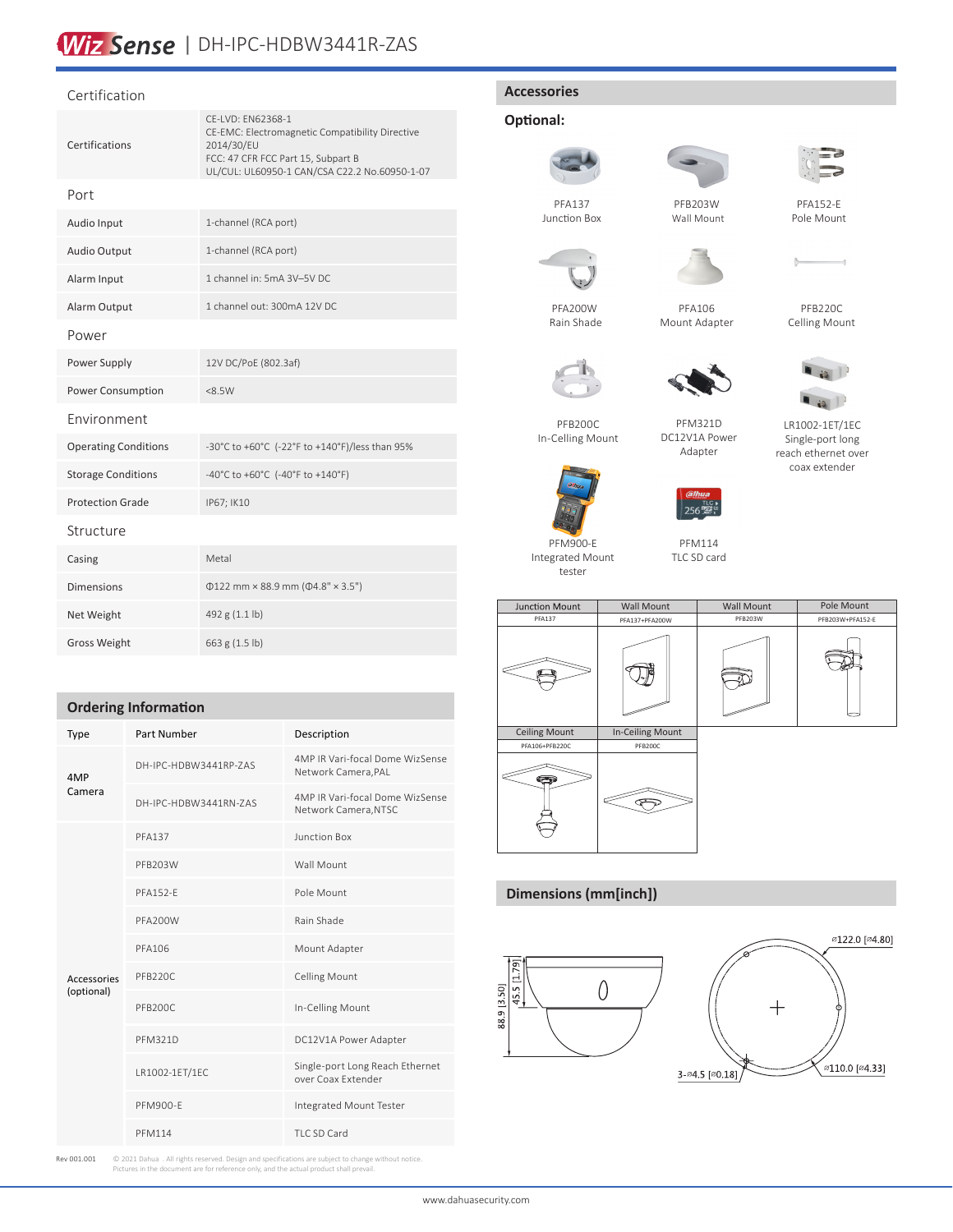# WizSense | DH-IPC-HDBW3441R-ZAS

## Certification

| | |
|---|---|
| Certifications | CE-LVD: EN62368-1<br>CE-EMC: Electromagnetic Compatibility Directive 2014/30/EU<br>FCC: 47 CFR FCC Part 15, Subpart B<br>UL/CUL: UL60950-1 CAN/CSA C22.2 No.60950-1-07 |

## Port

| | |
|---|---|
| Audio Input | 1-channel (RCA port) |
| Audio Output | 1-channel (RCA port) |
| Alarm Input | 1 channel in: 5mA 3V–5V DC |
| Alarm Output | 1 channel out: 300mA 12V DC |

## Power

| | |
|---|---|
| Power Supply | 12V DC/PoE (802.3af) |
| Power Consumption | <8.5W |

## Environment

| | |
|---|---|
| Operating Conditions | -30°C to +60°C (-22°F to +140°F)/less than 95% |
| Storage Conditions | -40°C to +60°C (-40°F to +140°F) |
| Protection Grade | IP67; IK10 |

## Structure

| | |
|---|---|
| Casing | Metal |
| Dimensions | Φ122 mm × 88.9 mm (Φ4.8" × 3.5") |
| Net Weight | 492 g (1.1 lb) |
| Gross Weight | 663 g (1.5 lb) |

## Ordering Information

| Type | Part Number | Description |
|---|---|---|
| 4MP Camera | DH-IPC-HDBW3441RP-ZAS | 4MP IR Vari-focal Dome WizSense Network Camera,PAL |
| | DH-IPC-HDBW3441RN-ZAS | 4MP IR Vari-focal Dome WizSense Network Camera,NTSC |
| Accessories (optional) | PFA137 | Junction Box |
| | PFB203W | Wall Mount |
| | PFA152-E | Pole Mount |
| | PFA200W | Rain Shade |
| | PFA106 | Mount Adapter |
| | PFB220C | Celling Mount |
| | PFB200C | In-Celling Mount |
| | PFM321D | DC12V1A Power Adapter |
| | LR1002-1ET/1EC | Single-port Long Reach Ethernet over Coax Extender |
| | PFM900-E | Integrated Mount Tester |
| | PFM114 | TLC SD Card |

## Accessories

### Optional:

PFA137 Junction Box

PFB203W Wall Mount

PFA152-E Pole Mount

PFA200W Rain Shade

PFA106 Mount Adapter

PFB220C Celling Mount

PFB200C In-Celling Mount

PFM321D DC12V1A Power Adapter

LR1002-1ET/1EC Single-port long reach ethernet over coax extender

PFM900-E Integrated Mount tester

PFM114 TLC SD card

| Junction Mount | Wall Mount | Wall Mount | Pole Mount |
|---|---|---|---|
| PFA137 | PFA137+PFA200W | PFB203W | PFB203W+PFA152-E |

| Ceiling Mount | In-Ceiling Mount |
|---|---|
| PFA106+PFB220C | PFB200C |

## Dimensions (mm[inch])

88.9 [3.50]
45.5 [1.79]
⌀122.0 [⌀4.80]
3-⌀4.5 [⌀0.18]
⌀110.0 [⌀4.33]

Rev 001.001 © 2021 Dahua . All rights reserved. Design and specifications are subject to change without notice. Pictures in the document are for reference only, and the actual product shall prevail.

www.dahuasecurity.com